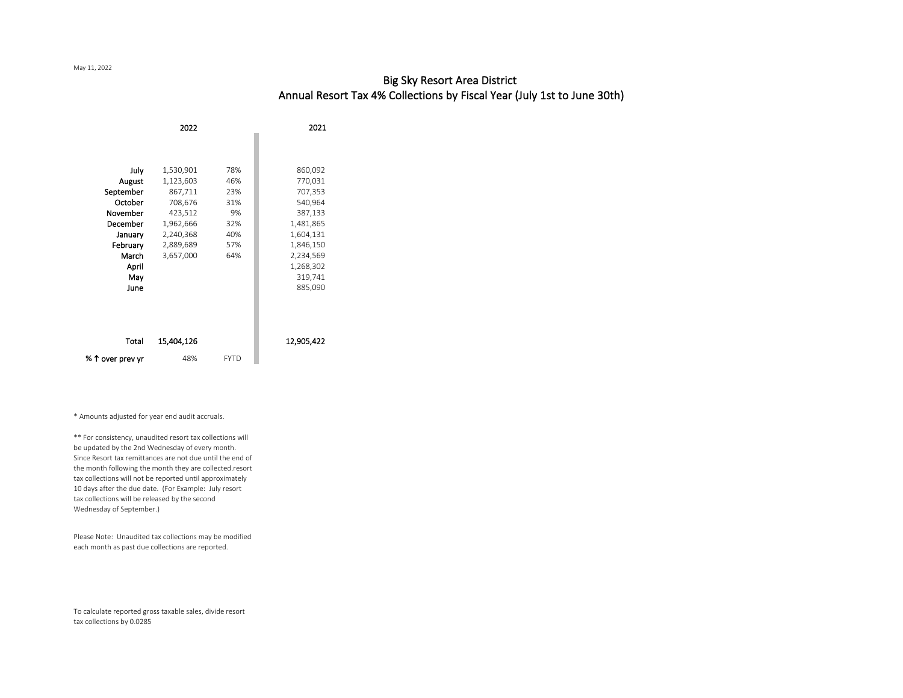May 11, 2022

# Big Sky Resort Area District
## Annual Resort Tax 4% Collections by Fiscal Year (July 1st to June 30th)

| | 2022 | | 2021 |
|---|---|---|---|
| July | 1,530,901 | 78% | 860,092 |
| August | 1,123,603 | 46% | 770,031 |
| September | 867,711 | 23% | 707,353 |
| October | 708,676 | 31% | 540,964 |
| November | 423,512 | 9% | 387,133 |
| December | 1,962,666 | 32% | 1,481,865 |
| January | 2,240,368 | 40% | 1,604,131 |
| February | 2,889,689 | 57% | 1,846,150 |
| March | 3,657,000 | 64% | 2,234,569 |
| April | | | 1,268,302 |
| May | | | 319,741 |
| June | | | 885,090 |
| **Total** | **15,404,126** | | **12,905,422** |
| **% ↑ over prev yr** | 48% | FYTD | |

* Amounts adjusted for year end audit accruals.

** For consistency, unaudited resort tax collections will be updated by the 2nd Wednesday of every month. Since Resort tax remittances are not due until the end of the month following the month they are collected.resort tax collections will not be reported until approximately 10 days after the due date. (For Example: July resort tax collections will be released by the second Wednesday of September.)

Please Note: Unaudited tax collections may be modified each month as past due collections are reported.

To calculate reported gross taxable sales, divide resort tax collections by 0.0285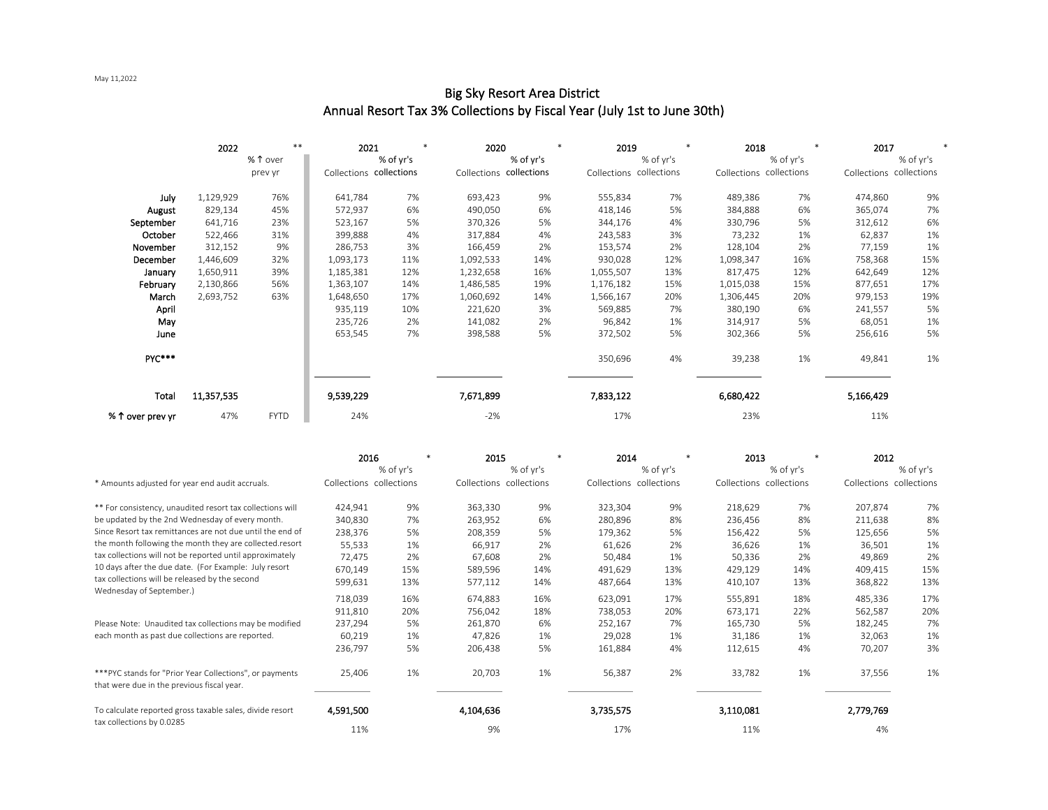May 11,2022

# Big Sky Resort Area District

## Annual Resort Tax 3% Collections by Fiscal Year (July 1st to June 30th)

| | 2022 ** | | 2021 * | | 2020 * | | 2019 * | | 2018 * | | 2017 * | |
|---|---|---|---|---|---|---|---|---|---|---|---|---|
| | | % ↑ over prev yr | Collections | % of yr's collections | Collections | % of yr's collections | Collections | % of yr's collections | Collections | % of yr's collections | Collections | % of yr's collections |
| July | 1,129,929 | 76% | 641,784 | 7% | 693,423 | 9% | 555,834 | 7% | 489,386 | 7% | 474,860 | 9% |
| August | 829,134 | 45% | 572,937 | 6% | 490,050 | 6% | 418,146 | 5% | 384,888 | 6% | 365,074 | 7% |
| September | 641,716 | 23% | 523,167 | 5% | 370,326 | 5% | 344,176 | 4% | 330,796 | 5% | 312,612 | 6% |
| October | 522,466 | 31% | 399,888 | 4% | 317,884 | 4% | 243,583 | 3% | 73,232 | 1% | 62,837 | 1% |
| November | 312,152 | 9% | 286,753 | 3% | 166,459 | 2% | 153,574 | 2% | 128,104 | 2% | 77,159 | 1% |
| December | 1,446,609 | 32% | 1,093,173 | 11% | 1,092,533 | 14% | 930,028 | 12% | 1,098,347 | 16% | 758,368 | 15% |
| January | 1,650,911 | 39% | 1,185,381 | 12% | 1,232,658 | 16% | 1,055,507 | 13% | 817,475 | 12% | 642,649 | 12% |
| February | 2,130,866 | 56% | 1,363,107 | 14% | 1,486,585 | 19% | 1,176,182 | 15% | 1,015,038 | 15% | 877,651 | 17% |
| March | 2,693,752 | 63% | 1,648,650 | 17% | 1,060,692 | 14% | 1,566,167 | 20% | 1,306,445 | 20% | 979,153 | 19% |
| April | | | 935,119 | 10% | 221,620 | 3% | 569,885 | 7% | 380,190 | 6% | 241,557 | 5% |
| May | | | 235,726 | 2% | 141,082 | 2% | 96,842 | 1% | 314,917 | 5% | 68,051 | 1% |
| June | | | 653,545 | 7% | 398,588 | 5% | 372,502 | 5% | 302,366 | 5% | 256,616 | 5% |
| PYC*** | | | | | | | 350,696 | 4% | 39,238 | 1% | 49,841 | 1% |
| Total | 11,357,535 | | 9,539,229 | | 7,671,899 | | 7,833,122 | | 6,680,422 | | 5,166,429 | |
| % ↑ over prev yr | 47% | FYTD | 24% | | -2% | | 17% | | 23% | | 11% | |

| | 2016 * | | 2015 * | | 2014 * | | 2013 * | | 2012 | |
|---|---|---|---|---|---|---|---|---|---|---|
| | Collections | % of yr's collections | Collections | % of yr's collections | Collections | % of yr's collections | Collections | % of yr's collections | Collections | % of yr's collections |
| July | 424,941 | 9% | 363,330 | 9% | 323,304 | 9% | 218,629 | 7% | 207,874 | 7% |
| August | 340,830 | 7% | 263,952 | 6% | 280,896 | 8% | 236,456 | 8% | 211,638 | 8% |
| September | 238,376 | 5% | 208,359 | 5% | 179,362 | 5% | 156,422 | 5% | 125,656 | 5% |
| October | 55,533 | 1% | 66,917 | 2% | 61,626 | 2% | 36,626 | 1% | 36,501 | 1% |
| November | 72,475 | 2% | 67,608 | 2% | 50,484 | 1% | 50,336 | 2% | 49,869 | 2% |
| December | 670,149 | 15% | 589,596 | 14% | 491,629 | 13% | 429,129 | 14% | 409,415 | 15% |
| January | 599,631 | 13% | 577,112 | 14% | 487,664 | 13% | 410,107 | 13% | 368,822 | 13% |
| February | 718,039 | 16% | 674,883 | 16% | 623,091 | 17% | 555,891 | 18% | 485,336 | 17% |
| March | 911,810 | 20% | 756,042 | 18% | 738,053 | 20% | 673,171 | 22% | 562,587 | 20% |
| April | 237,294 | 5% | 261,870 | 6% | 252,167 | 7% | 165,730 | 5% | 182,245 | 7% |
| May | 60,219 | 1% | 47,826 | 1% | 29,028 | 1% | 31,186 | 1% | 32,063 | 1% |
| June | 236,797 | 5% | 206,438 | 5% | 161,884 | 4% | 112,615 | 4% | 70,207 | 3% |
| PYC*** | 25,406 | 1% | 20,703 | 1% | 56,387 | 2% | 33,782 | 1% | 37,556 | 1% |
| Total | 4,591,500 | | 4,104,636 | | 3,735,575 | | 3,110,081 | | 2,779,769 | |
| % ↑ over prev yr | 11% | | 9% | | 17% | | 11% | | 4% | |

\* Amounts adjusted for year end audit accruals.

** For consistency, unaudited resort tax collections will be updated by the 2nd Wednesday of every month. Since Resort tax remittances are not due until the end of the month following the month they are collected.resort tax collections will not be reported until approximately 10 days after the due date. (For Example: July resort tax collections will be released by the second Wednesday of September.)

Please Note: Unaudited tax collections may be modified each month as past due collections are reported.

***PYC stands for "Prior Year Collections", or payments that were due in the previous fiscal year.

To calculate reported gross taxable sales, divide resort tax collections by 0.0285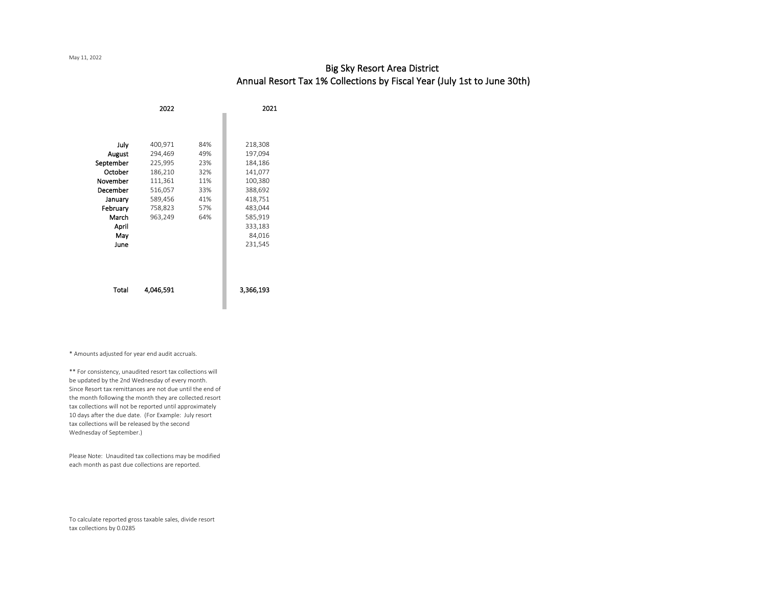May 11, 2022

# Big Sky Resort Area District
## Annual Resort Tax 1% Collections by Fiscal Year (July 1st to June 30th)

| | 2022 | | 2021 |
|---|---|---|---|
| July | 400,971 | 84% | 218,308 |
| August | 294,469 | 49% | 197,094 |
| September | 225,995 | 23% | 184,186 |
| October | 186,210 | 32% | 141,077 |
| November | 111,361 | 11% | 100,380 |
| December | 516,057 | 33% | 388,692 |
| January | 589,456 | 41% | 418,751 |
| February | 758,823 | 57% | 483,044 |
| March | 963,249 | 64% | 585,919 |
| April | | | 333,183 |
| May | | | 84,016 |
| June | | | 231,545 |
| **Total** | **4,046,591** | | **3,366,193** |

* Amounts adjusted for year end audit accruals.

** For consistency, unaudited resort tax collections will be updated by the 2nd Wednesday of every month. Since Resort tax remittances are not due until the end of the month following the month they are collected.resort tax collections will not be reported until approximately 10 days after the due date. (For Example: July resort tax collections will be released by the second Wednesday of September.)

Please Note: Unaudited tax collections may be modified each month as past due collections are reported.

To calculate reported gross taxable sales, divide resort tax collections by 0.0285